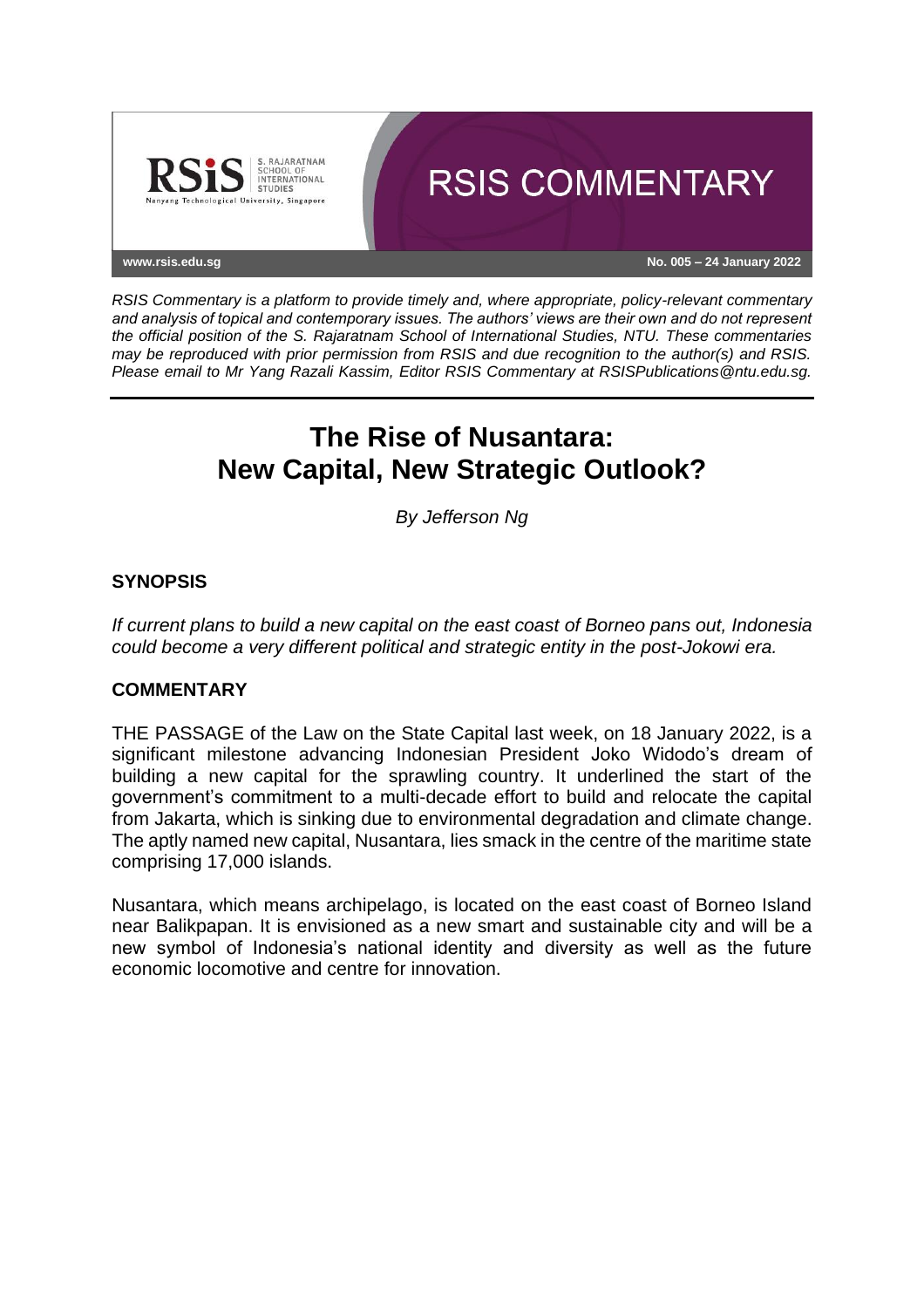RSIS COMMENTARY

www.rsis.edu.sg

No. 005 – 24 January 2022

*RSIS Commentary is a platform to provide timely and, where appropriate, policy-relevant commentary and analysis of topical and contemporary issues. The authors' views are their own and do not represent the official position of the S. Rajaratnam School of International Studies, NTU. These commentaries may be reproduced with prior permission from RSIS and due recognition to the author(s) and RSIS. Please email to Mr Yang Razali Kassim, Editor RSIS Commentary at RSISPublications@ntu.edu.sg.*

# The Rise of Nusantara: New Capital, New Strategic Outlook?

*By Jefferson Ng*

## SYNOPSIS

*If current plans to build a new capital on the east coast of Borneo pans out, Indonesia could become a very different political and strategic entity in the post-Jokowi era.*

## COMMENTARY

THE PASSAGE of the Law on the State Capital last week, on 18 January 2022, is a significant milestone advancing Indonesian President Joko Widodo's dream of building a new capital for the sprawling country. It underlined the start of the government's commitment to a multi-decade effort to build and relocate the capital from Jakarta, which is sinking due to environmental degradation and climate change. The aptly named new capital, Nusantara, lies smack in the centre of the maritime state comprising 17,000 islands.

Nusantara, which means archipelago, is located on the east coast of Borneo Island near Balikpapan. It is envisioned as a new smart and sustainable city and will be a new symbol of Indonesia's national identity and diversity as well as the future economic locomotive and centre for innovation.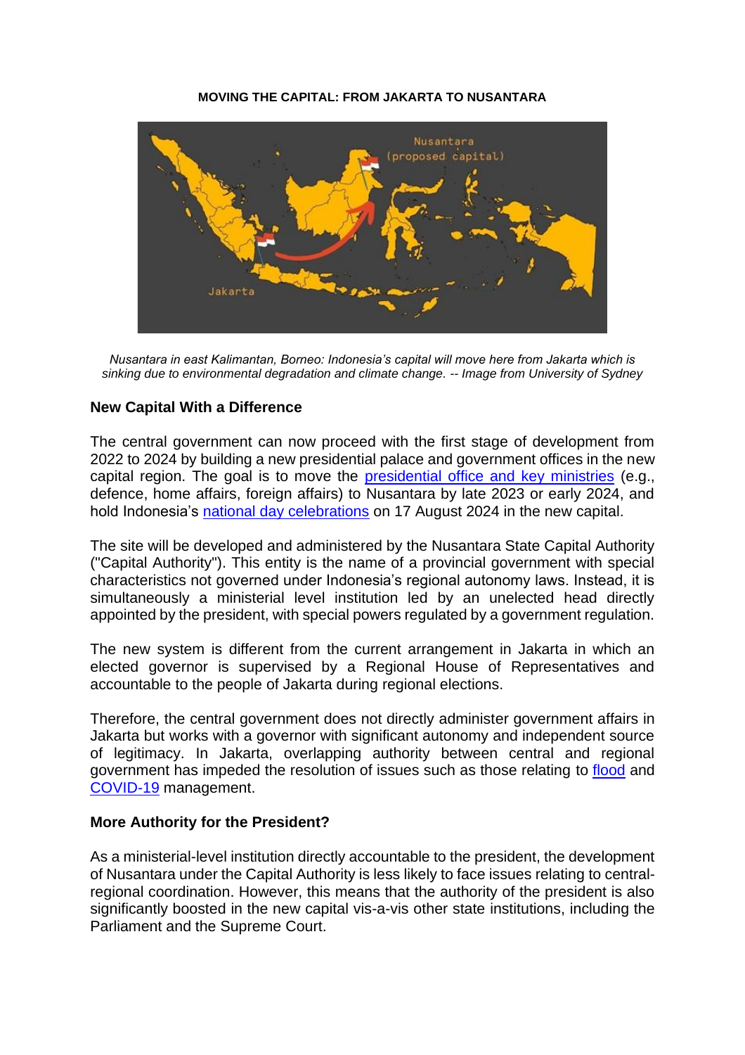**MOVING THE CAPITAL: FROM JAKARTA TO NUSANTARA**

*Nusantara in east Kalimantan, Borneo: Indonesia's capital will move here from Jakarta which is sinking due to environmental degradation and climate change. -- Image from University of Sydney*

**New Capital With a Difference**

The central government can now proceed with the first stage of development from 2022 to 2024 by building a new presidential palace and government offices in the new capital region. The goal is to move the presidential office and key ministries (e.g., defence, home affairs, foreign affairs) to Nusantara by late 2023 or early 2024, and hold Indonesia's national day celebrations on 17 August 2024 in the new capital.

The site will be developed and administered by the Nusantara State Capital Authority ("Capital Authority"). This entity is the name of a provincial government with special characteristics not governed under Indonesia's regional autonomy laws. Instead, it is simultaneously a ministerial level institution led by an unelected head directly appointed by the president, with special powers regulated by a government regulation.

The new system is different from the current arrangement in Jakarta in which an elected governor is supervised by a Regional House of Representatives and accountable to the people of Jakarta during regional elections.

Therefore, the central government does not directly administer government affairs in Jakarta but works with a governor with significant autonomy and independent source of legitimacy. In Jakarta, overlapping authority between central and regional government has impeded the resolution of issues such as those relating to flood and COVID-19 management.

**More Authority for the President?**

As a ministerial-level institution directly accountable to the president, the development of Nusantara under the Capital Authority is less likely to face issues relating to central-regional coordination. However, this means that the authority of the president is also significantly boosted in the new capital vis-a-vis other state institutions, including the Parliament and the Supreme Court.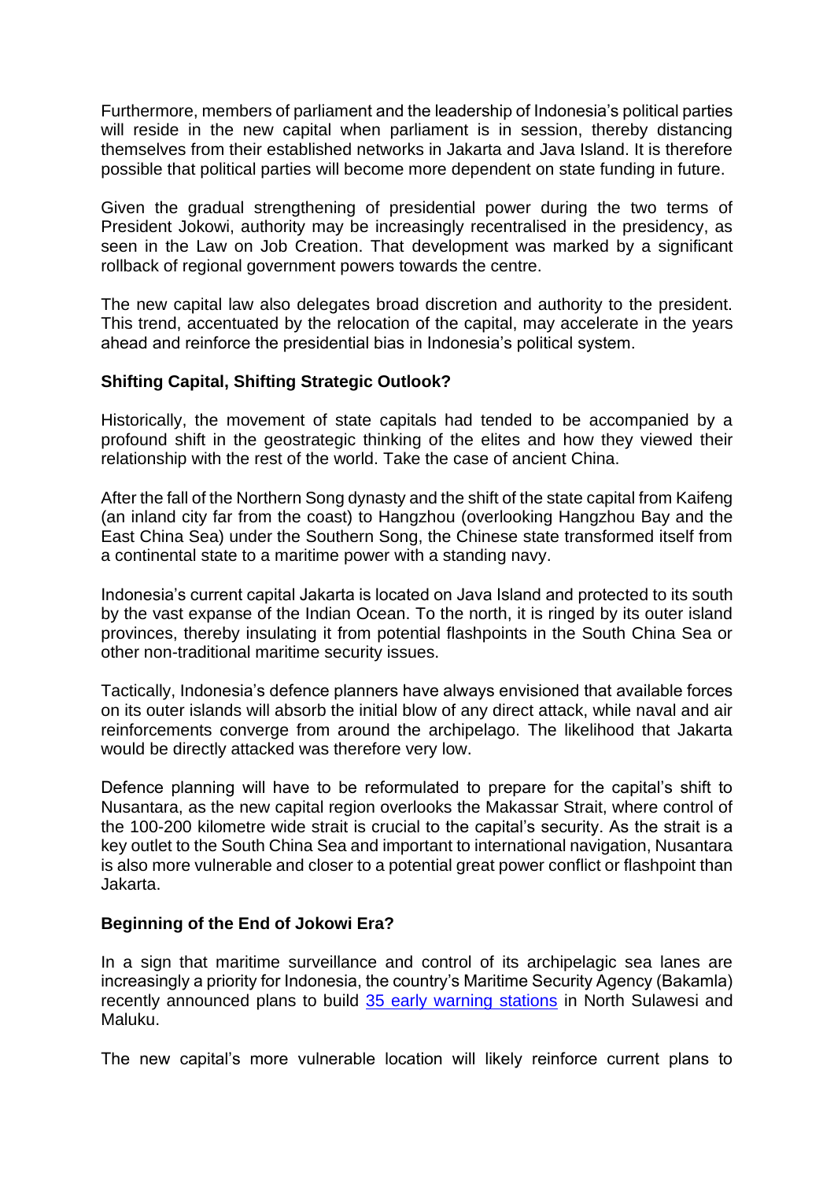Furthermore, members of parliament and the leadership of Indonesia's political parties will reside in the new capital when parliament is in session, thereby distancing themselves from their established networks in Jakarta and Java Island. It is therefore possible that political parties will become more dependent on state funding in future.

Given the gradual strengthening of presidential power during the two terms of President Jokowi, authority may be increasingly recentralised in the presidency, as seen in the Law on Job Creation. That development was marked by a significant rollback of regional government powers towards the centre.

The new capital law also delegates broad discretion and authority to the president. This trend, accentuated by the relocation of the capital, may accelerate in the years ahead and reinforce the presidential bias in Indonesia's political system.

### Shifting Capital, Shifting Strategic Outlook?

Historically, the movement of state capitals had tended to be accompanied by a profound shift in the geostrategic thinking of the elites and how they viewed their relationship with the rest of the world. Take the case of ancient China.

After the fall of the Northern Song dynasty and the shift of the state capital from Kaifeng (an inland city far from the coast) to Hangzhou (overlooking Hangzhou Bay and the East China Sea) under the Southern Song, the Chinese state transformed itself from a continental state to a maritime power with a standing navy.

Indonesia's current capital Jakarta is located on Java Island and protected to its south by the vast expanse of the Indian Ocean. To the north, it is ringed by its outer island provinces, thereby insulating it from potential flashpoints in the South China Sea or other non-traditional maritime security issues.

Tactically, Indonesia's defence planners have always envisioned that available forces on its outer islands will absorb the initial blow of any direct attack, while naval and air reinforcements converge from around the archipelago. The likelihood that Jakarta would be directly attacked was therefore very low.

Defence planning will have to be reformulated to prepare for the capital's shift to Nusantara, as the new capital region overlooks the Makassar Strait, where control of the 100-200 kilometre wide strait is crucial to the capital's security. As the strait is a key outlet to the South China Sea and important to international navigation, Nusantara is also more vulnerable and closer to a potential great power conflict or flashpoint than Jakarta.

### Beginning of the End of Jokowi Era?

In a sign that maritime surveillance and control of its archipelagic sea lanes are increasingly a priority for Indonesia, the country's Maritime Security Agency (Bakamla) recently announced plans to build 35 early warning stations in North Sulawesi and Maluku.

The new capital's more vulnerable location will likely reinforce current plans to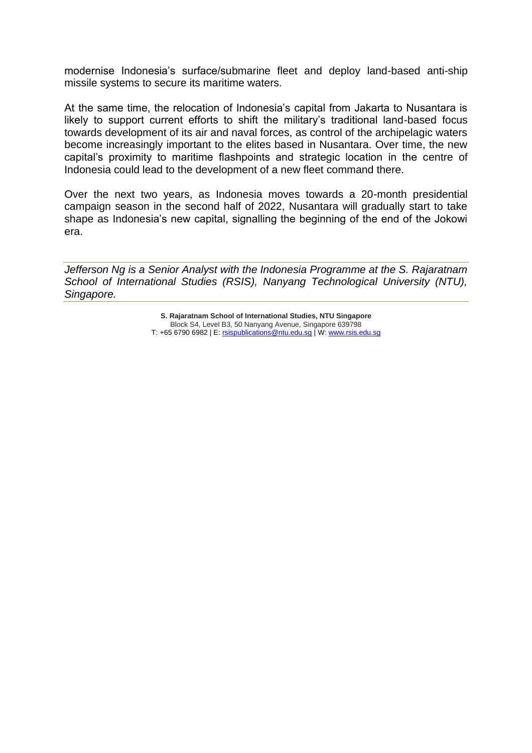modernise Indonesia's surface/submarine fleet and deploy land-based anti-ship missile systems to secure its maritime waters.

At the same time, the relocation of Indonesia's capital from Jakarta to Nusantara is likely to support current efforts to shift the military's traditional land-based focus towards development of its air and naval forces, as control of the archipelagic waters become increasingly important to the elites based in Nusantara. Over time, the new capital's proximity to maritime flashpoints and strategic location in the centre of Indonesia could lead to the development of a new fleet command there.

Over the next two years, as Indonesia moves towards a 20-month presidential campaign season in the second half of 2022, Nusantara will gradually start to take shape as Indonesia's new capital, signalling the beginning of the end of the Jokowi era.

---

*Jefferson Ng is a Senior Analyst with the Indonesia Programme at the S. Rajaratnam School of International Studies (RSIS), Nanyang Technological University (NTU), Singapore.*

---

**S. Rajaratnam School of International Studies, NTU Singapore**
Block S4, Level B3, 50 Nanyang Avenue, Singapore 639798
T: +65 6790 6982 | E: rsispublications@ntu.edu.sg | W: www.rsis.edu.sg